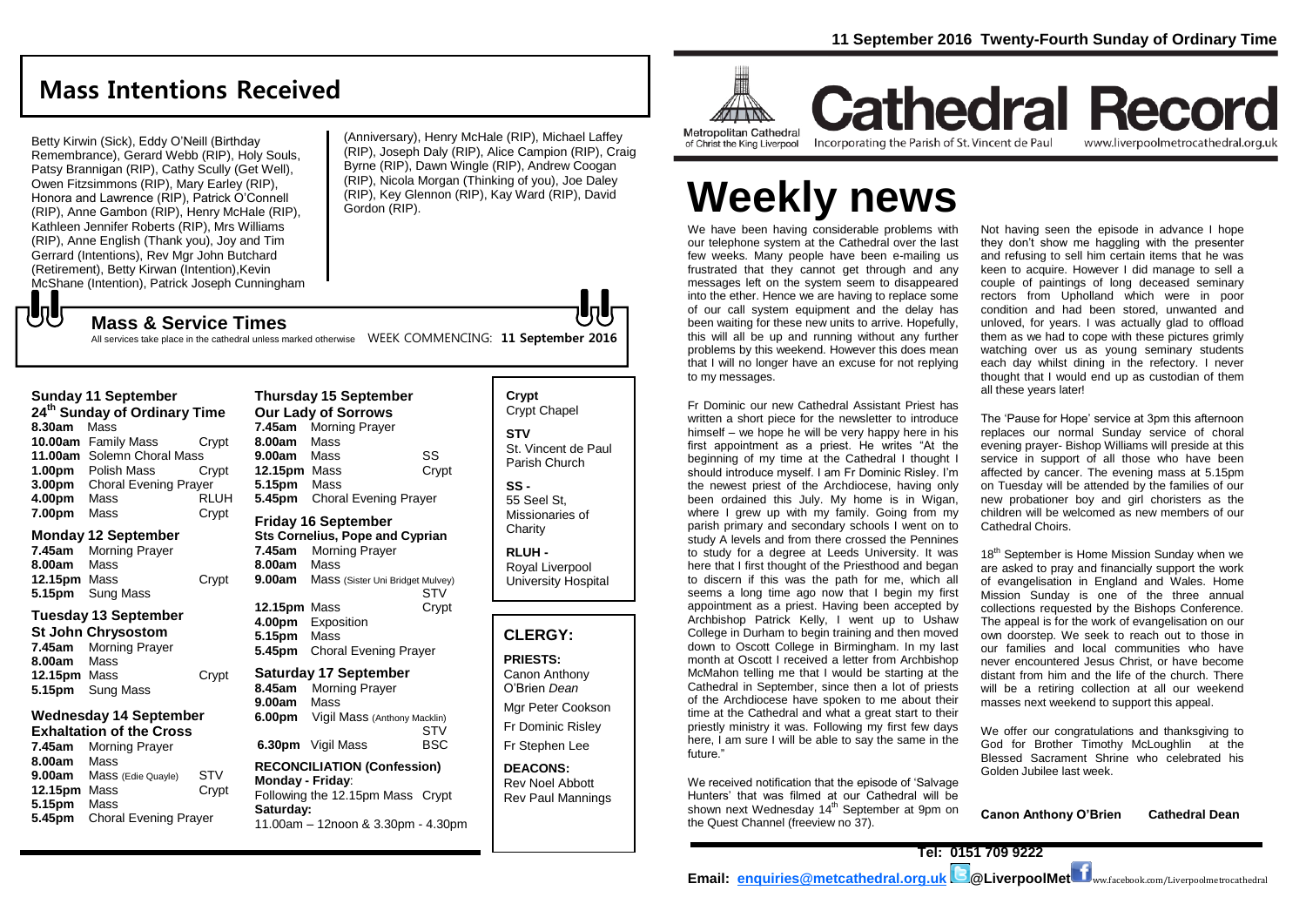11 September 2016 Twenty-Fourth Sunday of Ordinary Time

# Cathedral Record

Metropolitan Cathedral of Christ the King Liverpool — Incorporating the Parish of St. Vincent de Paul — www.liverpoolmetrocathedral.org.uk

## Mass Intentions Received

Betty Kirwin (Sick), Eddy O'Neill (Birthday Remembrance), Gerard Webb (RIP), Holy Souls, Patsy Brannigan (RIP), Cathy Scully (Get Well), Owen Fitzsimmons (RIP), Mary Earley (RIP), Honora and Lawrence (RIP), Patrick O'Connell (RIP), Anne Gambon (RIP), Henry McHale (RIP), Kathleen Jennifer Roberts (RIP), Mrs Williams (RIP), Anne English (Thank you), Joy and Tim Gerrard (Intentions), Rev Mgr John Butchard (Retirement), Betty Kirwan (Intention), Kevin McShane (Intention), Patrick Joseph Cunningham (Anniversary), Henry McHale (RIP), Michael Laffey (RIP), Joseph Daly (RIP), Alice Campion (RIP), Craig Byrne (RIP), Dawn Wingle (RIP), Andrew Coogan (RIP), Nicola Morgan (Thinking of you), Joe Daley (RIP), Key Glennon (RIP), Kay Ward (RIP), David Gordon (RIP).

## Mass & Service Times

All services take place in the cathedral unless marked otherwise WEEK COMMENCING: **11 September 2016**

### Sunday 11 September
**24th Sunday of Ordinary Time**

| | | |
|---|---|---|
| **8.30am** | Mass | |
| **10.00am** | Family Mass | Crypt |
| **11.00am** | Solemn Choral Mass | |
| **1.00pm** | Polish Mass | Crypt |
| **3.00pm** | Choral Evening Prayer | |
| **4.00pm** | Mass | RLUH |
| **7.00pm** | Mass | Crypt |

### Monday 12 September

| | | |
|---|---|---|
| **7.45am** | Morning Prayer | |
| **8.00am** | Mass | |
| **12.15pm** | Mass | Crypt |
| **5.15pm** | Sung Mass | |

### Tuesday 13 September
**St John Chrysostom**

| | | |
|---|---|---|
| **7.45am** | Morning Prayer | |
| **8.00am** | Mass | |
| **12.15pm** | Mass | Crypt |
| **5.15pm** | Sung Mass | |

### Wednesday 14 September
**Exhaltation of the Cross**

| | | |
|---|---|---|
| **7.45am** | Morning Prayer | |
| **8.00am** | Mass | |
| **9.00am** | Mass (Edie Quayle) | STV |
| **12.15pm** | Mass | Crypt |
| **5.15pm** | Mass | |
| **5.45pm** | Choral Evening Prayer | |

### Thursday 15 September
**Our Lady of Sorrows**

| | | |
|---|---|---|
| **7.45am** | Morning Prayer | |
| **8.00am** | Mass | |
| **9.00am** | Mass | SS |
| **12.15pm** | Mass | Crypt |
| **5.15pm** | Mass | |
| **5.45pm** | Choral Evening Prayer | |

### Friday 16 September
**Sts Cornelius, Pope and Cyprian**

| | | |
|---|---|---|
| **7.45am** | Morning Prayer | |
| **8.00am** | Mass | |
| **9.00am** | Mass (Sister Uni Bridget Mulvey) | STV |
| **12.15pm** | Mass | Crypt |
| **4.00pm** | Exposition | |
| **5.15pm** | Mass | |
| **5.45pm** | Choral Evening Prayer | |

### Saturday 17 September

| | | |
|---|---|---|
| **8.45am** | Morning Prayer | |
| **9.00am** | Mass | |
| **6.00pm** | Vigil Mass (Anthony Macklin) | STV |
| **6.30pm** | Vigil Mass | BSC |

**RECONCILIATION (Confession)**
**Monday - Friday**:
Following the 12.15pm Mass Crypt
**Saturday:**
11.00am – 12noon & 3.30pm - 4.30pm

**Crypt**
Crypt Chapel

**STV**
St. Vincent de Paul Parish Church

**SS -**
55 Seel St, Missionaries of Charity

**RLUH -**
Royal Liverpool University Hospital

## CLERGY:

**PRIESTS:**
Canon Anthony O'Brien *Dean*
Mgr Peter Cookson
Fr Dominic Risley
Fr Stephen Lee

**DEACONS:**
Rev Noel Abbott
Rev Paul Mannings

# Weekly news

We have been having considerable problems with our telephone system at the Cathedral over the last few weeks. Many people have been e-mailing us frustrated that they cannot get through and any messages left on the system seem to disappeared into the ether. Hence we are having to replace some of our call system equipment and the delay has been waiting for these new units to arrive. Hopefully, this will all be up and running without any further problems by this weekend. However this does mean that I will no longer have an excuse for not replying to my messages.

Fr Dominic our new Cathedral Assistant Priest has written a short piece for the newsletter to introduce himself – we hope he will be very happy here in his first appointment as a priest. He writes "At the beginning of my time at the Cathedral I thought I should introduce myself. I am Fr Dominic Risley. I'm the newest priest of the Archdiocese, having only been ordained this July. My home is in Wigan, where I grew up with my family. Going from my parish primary and secondary schools I went on to study A levels and from there crossed the Pennines to study for a degree at Leeds University. It was here that I first thought of the Priesthood and began to discern if this was the path for me, which all seems a long time ago now that I begin my first appointment as a priest. Having been accepted by Archbishop Patrick Kelly, I went up to Ushaw College in Durham to begin training and then moved down to Oscott College in Birmingham. In my last month at Oscott I received a letter from Archbishop McMahon telling me that I would be starting at the Cathedral in September, since then a lot of priests of the Archdiocese have spoken to me about their time at the Cathedral and what a great start to their priestly ministry it was. Following my first few days here, I am sure I will be able to say the same in the future."

We received notification that the episode of 'Salvage Hunters' that was filmed at our Cathedral will be shown next Wednesday 14th September at 9pm on the Quest Channel (freeview no 37).

Not having seen the episode in advance I hope they don't show me haggling with the presenter and refusing to sell him certain items that he was keen to acquire. However I did manage to sell a couple of paintings of long deceased seminary rectors from Upholland which were in poor condition and had been stored, unwanted and unloved, for years. I was actually glad to offload them as we had to cope with these pictures grimly watching over us as young seminary students each day whilst dining in the refectory. I never thought that I would end up as custodian of them all these years later!

The 'Pause for Hope' service at 3pm this afternoon replaces our normal Sunday service of choral evening prayer- Bishop Williams will preside at this service in support of all those who have been affected by cancer. The evening mass at 5.15pm on Tuesday will be attended by the families of our new probationer boy and girl choristers as the children will be welcomed as new members of our Cathedral Choirs.

18th September is Home Mission Sunday when we are asked to pray and financially support the work of evangelisation in England and Wales. Home Mission Sunday is one of the three annual collections requested by the Bishops Conference. The appeal is for the work of evangelisation on our own doorstep. We seek to reach out to those in our families and local communities who have never encountered Jesus Christ, or have become distant from him and the life of the church. There will be a retiring collection at all our weekend masses next weekend to support this appeal.

We offer our congratulations and thanksgiving to God for Brother Timothy McLoughlin at the Blessed Sacrament Shrine who celebrated his Golden Jubilee last week.

**Canon Anthony O'Brien Cathedral Dean**

**Tel: 0151 709 9222**
**Email: enquiries@metcathedral.org.uk @LiverpoolMet** www.facebook.com/Liverpoolmetrocathedral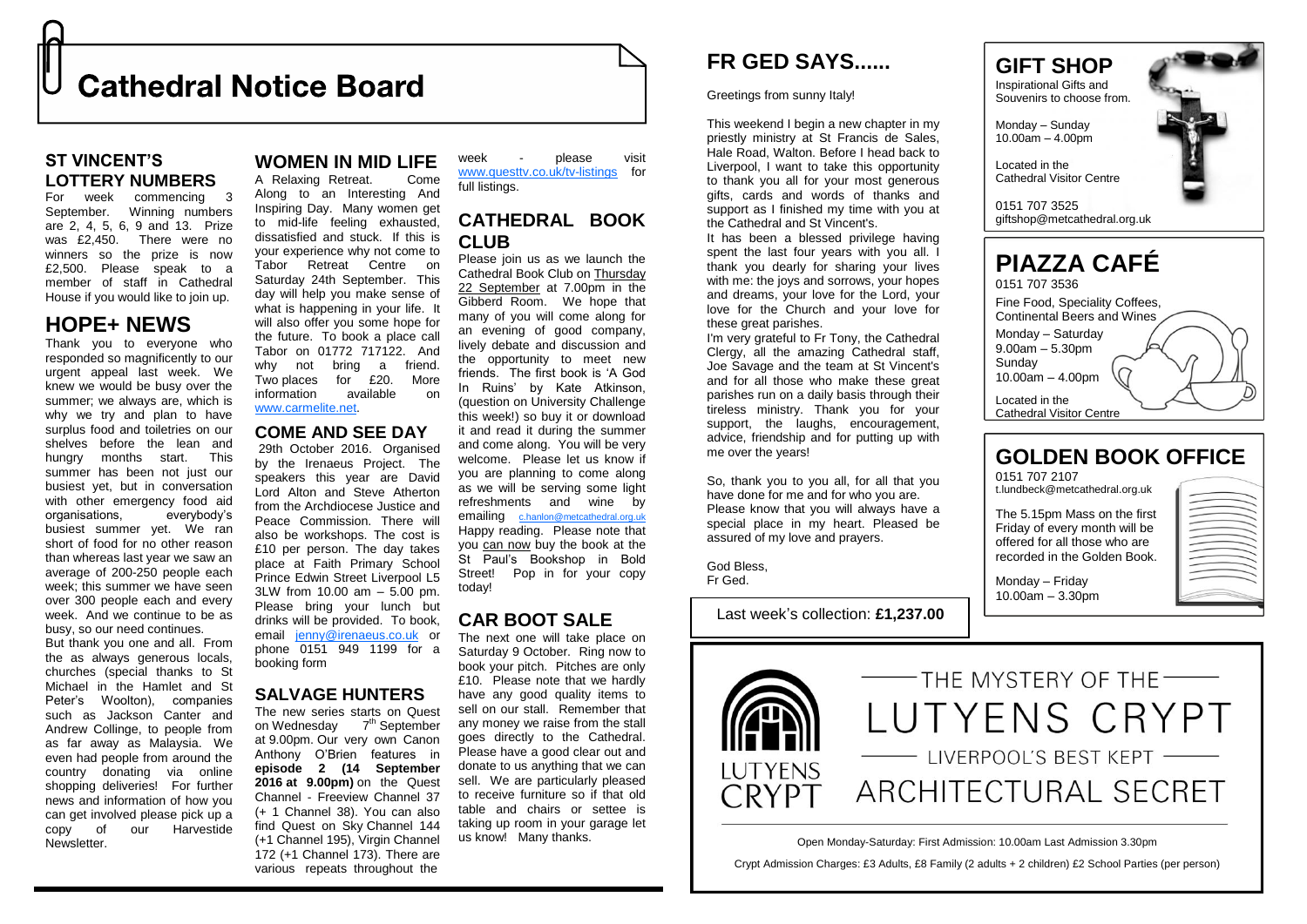# Cathedral Notice Board

## ST VINCENT'S LOTTERY NUMBERS

For week commencing 3 September. Winning numbers are 2, 4, 5, 6, 9 and 13. Prize was £2,450. There were no winners so the prize is now £2,500. Please speak to a member of staff in Cathedral House if you would like to join up.

## HOPE+ NEWS

Thank you to everyone who responded so magnificently to our urgent appeal last week. We knew we would be busy over the summer; we always are, which is why we try and plan to have surplus food and toiletries on our shelves before the lean and hungry months start. This summer has been not just our busiest yet, but in conversation with other emergency food aid organisations, everybody's busiest summer yet. We ran short of food for no other reason than whereas last year we saw an average of 200-250 people each week; this summer we have seen over 300 people each and every week. And we continue to be as busy, so our need continues.

But thank you one and all. From the as always generous locals, churches (special thanks to St Michael in the Hamlet and St Peter's Woolton), companies such as Jackson Canter and Andrew Collinge, to people from as far away as Malaysia. We even had people from around the country donating via online shopping deliveries! For further news and information of how you can get involved please pick up a copy of our Harvestide Newsletter.

## WOMEN IN MID LIFE

A Relaxing Retreat. Come Along to an Interesting And Inspiring Day. Many women get to mid-life feeling exhausted, dissatisfied and stuck. If this is your experience why not come to Tabor Retreat Centre on Saturday 24th September. This day will help you make sense of what is happening in your life. It will also offer you some hope for the future. To book a place call Tabor on 01772 717122. And why not bring a friend. Two places for £20. More information available on www.carmelite.net.

## COME AND SEE DAY

29th October 2016. Organised by the Irenaeus Project. The speakers this year are David Lord Alton and Steve Atherton from the Archdiocese Justice and Peace Commission. There will also be workshops. The cost is £10 per person. The day takes place at Faith Primary School Prince Edwin Street Liverpool L5 3LW from 10.00 am – 5.00 pm. Please bring your lunch but drinks will be provided. To book, email jenny@irenaeus.co.uk or phone 0151 949 1199 for a booking form

## SALVAGE HUNTERS

The new series starts on Quest on Wednesday 7th September at 9.00pm. Our very own Canon Anthony O'Brien features in **episode 2 (14 September 2016 at 9.00pm)** on the Quest Channel - Freeview Channel 37 (+ 1 Channel 38). You can also find Quest on Sky Channel 144 (+1 Channel 195), Virgin Channel 172 (+1 Channel 173). There are various repeats throughout the week - please visit www.questtv.co.uk/tv-listings for full listings.

## CATHEDRAL BOOK CLUB

Please join us as we launch the Cathedral Book Club on Thursday 22 September at 7.00pm in the Gibberd Room. We hope that many of you will come along for an evening of good company, lively debate and discussion and the opportunity to meet new friends. The first book is 'A God In Ruins' by Kate Atkinson, (question on University Challenge this week!) so buy it or download it and read it during the summer and come along. You will be very welcome. Please let us know if you are planning to come along as we will be serving some light refreshments and wine by emailing c.hanlon@metcathedral.org.uk Happy reading. Please note that you can now buy the book at the St Paul's Bookshop in Bold Street! Pop in for your copy today!

## CAR BOOT SALE

The next one will take place on Saturday 9 October. Ring now to book your pitch. Pitches are only £10. Please note that we hardly have any good quality items to sell on our stall. Remember that any money we raise from the stall goes directly to the Cathedral. Please have a good clear out and donate to us anything that we can sell. We are particularly pleased to receive furniture so if that old table and chairs or settee is taking up room in your garage let us know! Many thanks.

## FR GED SAYS......

Greetings from sunny Italy!

This weekend I begin a new chapter in my priestly ministry at St Francis de Sales, Hale Road, Walton. Before I head back to Liverpool, I want to take this opportunity to thank you all for your most generous gifts, cards and words of thanks and support as I finished my time with you at the Cathedral and St Vincent's.

It has been a blessed privilege having spent the last four years with you all. I thank you dearly for sharing your lives with me: the joys and sorrows, your hopes and dreams, your love for the Lord, your love for the Church and your love for these great parishes.

I'm very grateful to Fr Tony, the Cathedral Clergy, all the amazing Cathedral staff, Joe Savage and the team at St Vincent's and for all those who make these great parishes run on a daily basis through their tireless ministry. Thank you for your support, the laughs, encouragement, advice, friendship and for putting up with me over the years!

So, thank you to you all, for all that you have done for me and for who you are. Please know that you will always have a special place in my heart. Pleased be assured of my love and prayers.

God Bless,
Fr Ged.

Last week's collection: **£1,237.00**

## GIFT SHOP

Inspirational Gifts and Souvenirs to choose from.

Monday – Sunday
10.00am – 4.00pm

Located in the Cathedral Visitor Centre

0151 707 3525
giftshop@metcathedral.org.uk

## PIAZZA CAFÉ

0151 707 3536

Fine Food, Speciality Coffees, Continental Beers and Wines

Monday – Saturday
9.00am – 5.30pm
Sunday
10.00am – 4.00pm

Located in the Cathedral Visitor Centre

## GOLDEN BOOK OFFICE

0151 707 2107
t.lundbeck@metcathedral.org.uk

The 5.15pm Mass on the first Friday of every month will be offered for all those who are recorded in the Golden Book.

Monday – Friday
10.00am – 3.30pm

LUTYENS CRYPT

THE MYSTERY OF THE LUTYENS CRYPT

LIVERPOOL'S BEST KEPT ARCHITECTURAL SECRET

Open Monday-Saturday: First Admission: 10.00am Last Admission 3.30pm

Crypt Admission Charges: £3 Adults, £8 Family (2 adults + 2 children) £2 School Parties (per person)